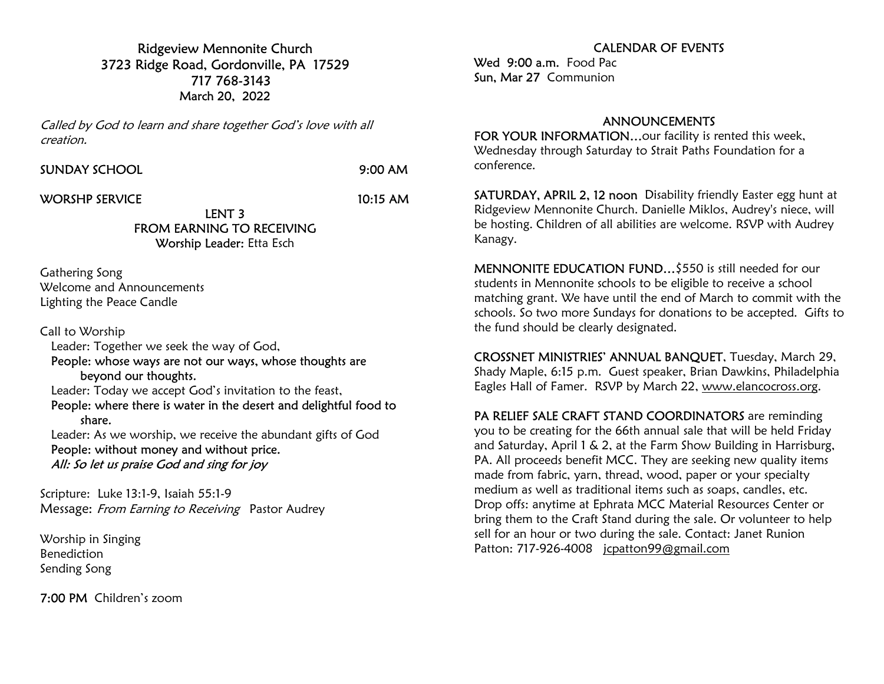# Ridgeview Mennonite Church

3723 Ridge Road, Gordonville, PA 17529
717 768-3143
March 20, 2022

*Called by God to learn and share together God's love with all creation.*

SUNDAY SCHOOL 9:00 AM

WORSHP SERVICE 10:15 AM

## LENT 3
## FROM EARNING TO RECEIVING

**Worship Leader:** Etta Esch

Gathering Song
Welcome and Announcements
Lighting the Peace Candle

Call to Worship

Leader: Together we seek the way of God,
**People: whose ways are not our ways, whose thoughts are beyond our thoughts.**
Leader: Today we accept God's invitation to the feast,
**People: where there is water in the desert and delightful food to share.**
Leader: As we worship, we receive the abundant gifts of God
**People: without money and without price.**
*All: So let us praise God and sing for joy*

Scripture: Luke 13:1-9, Isaiah 55:1-9
Message: *From Earning to Receiving* Pastor Audrey

Worship in Singing
Benediction
Sending Song

**7:00 PM** Children's zoom

## CALENDAR OF EVENTS

**Wed 9:00 a.m.** Food Pac
**Sun, Mar 27** Communion

## ANNOUNCEMENTS

**FOR YOUR INFORMATION…**our facility is rented this week, Wednesday through Saturday to Strait Paths Foundation for a conference.

**SATURDAY, APRIL 2, 12 noon** Disability friendly Easter egg hunt at Ridgeview Mennonite Church. Danielle Miklos, Audrey's niece, will be hosting. Children of all abilities are welcome. RSVP with Audrey Kanagy.

**MENNONITE EDUCATION FUND…**$550 is still needed for our students in Mennonite schools to be eligible to receive a school matching grant. We have until the end of March to commit with the schools. So two more Sundays for donations to be accepted. Gifts to the fund should be clearly designated.

**CROSSNET MINISTRIES' ANNUAL BANQUET**, Tuesday, March 29, Shady Maple, 6:15 p.m. Guest speaker, Brian Dawkins, Philadelphia Eagles Hall of Famer. RSVP by March 22, www.elancocross.org.

**PA RELIEF SALE CRAFT STAND COORDINATORS** are reminding you to be creating for the 66th annual sale that will be held Friday and Saturday, April 1 & 2, at the Farm Show Building in Harrisburg, PA. All proceeds benefit MCC. They are seeking new quality items made from fabric, yarn, thread, wood, paper or your specialty medium as well as traditional items such as soaps, candles, etc. Drop offs: anytime at Ephrata MCC Material Resources Center or bring them to the Craft Stand during the sale. Or volunteer to help sell for an hour or two during the sale. Contact: Janet Runion Patton: 717-926-4008 jcpatton99@gmail.com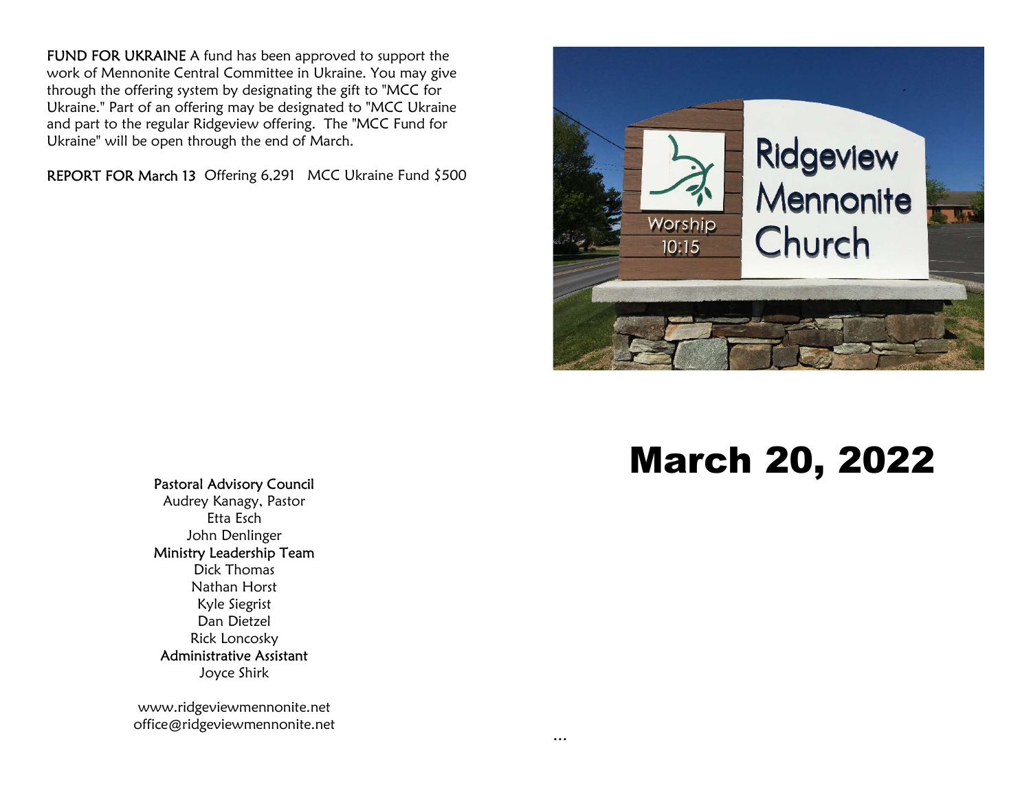**FUND FOR UKRAINE** A fund has been approved to support the work of Mennonite Central Committee in Ukraine. You may give through the offering system by designating the gift to "MCC for Ukraine." Part of an offering may be designated to "MCC Ukraine and part to the regular Ridgeview offering. The "MCC Fund for Ukraine" will be open through the end of March.

**REPORT FOR March 13** Offering 6,291 MCC Ukraine Fund $500

**Pastoral Advisory Council**
Audrey Kanagy, Pastor
Etta Esch
John Denlinger

**Ministry Leadership Team**
Dick Thomas
Nathan Horst
Kyle Siegrist
Dan Dietzel
Rick Loncosky

**Administrative Assistant**
Joyce Shirk

www.ridgeviewmennonite.net
office@ridgeviewmennonite.net

# March 20, 2022

...